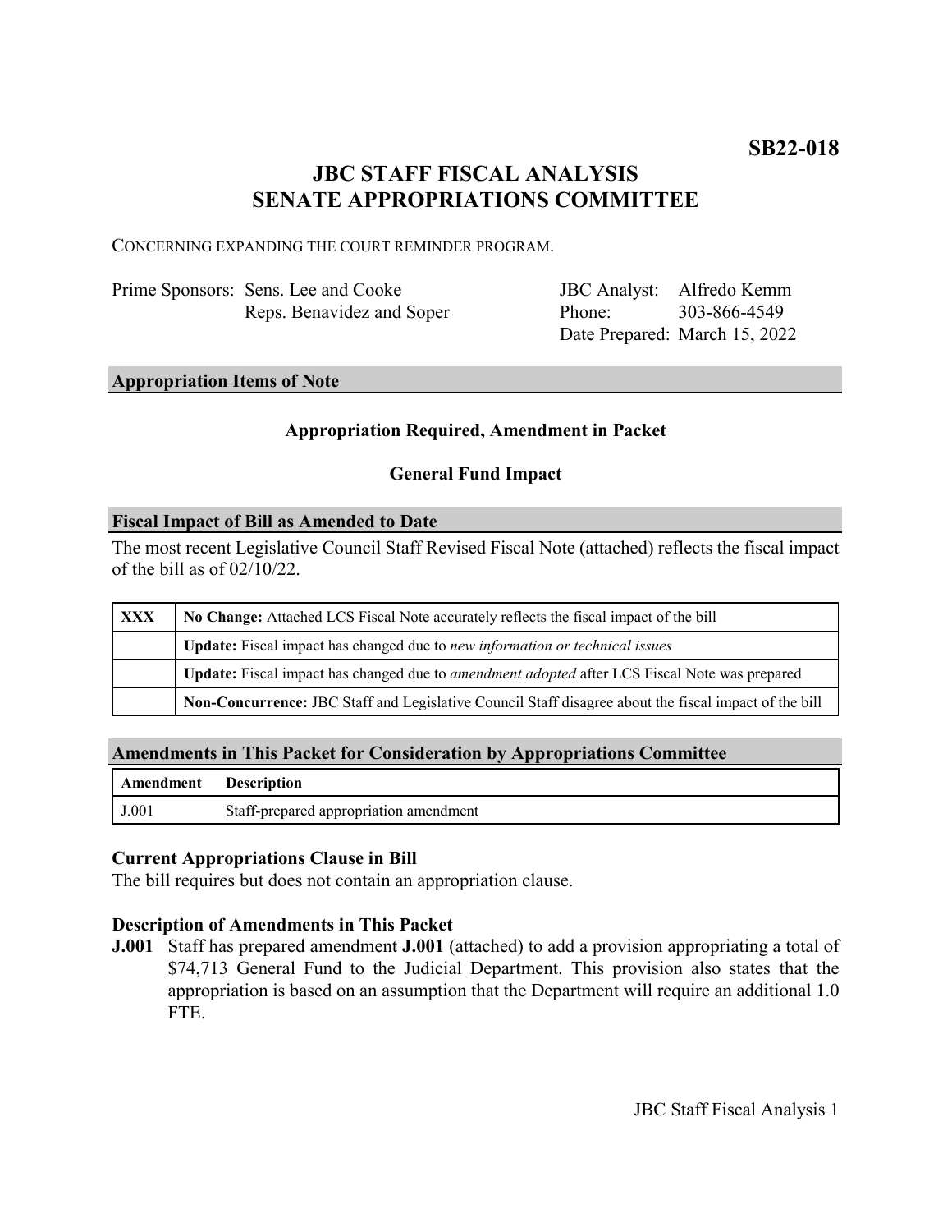**SB22-018**

# JBC STAFF FISCAL ANALYSIS
# SENATE APPROPRIATIONS COMMITTEE

CONCERNING EXPANDING THE COURT REMINDER PROGRAM.

| | | | |
|---|---|---|---|
| Prime Sponsors: | Sens. Lee and Cooke | JBC Analyst: | Alfredo Kemm |
| | Reps. Benavidez and Soper | Phone: | 303-866-4549 |
| | | Date Prepared: | March 15, 2022 |

## Appropriation Items of Note

**Appropriation Required, Amendment in Packet**

**General Fund Impact**

## Fiscal Impact of Bill as Amended to Date

The most recent Legislative Council Staff Revised Fiscal Note (attached) reflects the fiscal impact of the bill as of 02/10/22.

| | |
|---|---|
| **XXX** | **No Change:** Attached LCS Fiscal Note accurately reflects the fiscal impact of the bill |
| | **Update:** Fiscal impact has changed due to *new information or technical issues* |
| | **Update:** Fiscal impact has changed due to *amendment adopted* after LCS Fiscal Note was prepared |
| | **Non-Concurrence:** JBC Staff and Legislative Council Staff disagree about the fiscal impact of the bill |

## Amendments in This Packet for Consideration by Appropriations Committee

| Amendment | Description |
|---|---|
| J.001 | Staff-prepared appropriation amendment |

### Current Appropriations Clause in Bill

The bill requires but does not contain an appropriation clause.

### Description of Amendments in This Packet

**J.001** Staff has prepared amendment **J.001** (attached) to add a provision appropriating a total of $74,713 General Fund to the Judicial Department. This provision also states that the appropriation is based on an assumption that the Department will require an additional 1.0 FTE.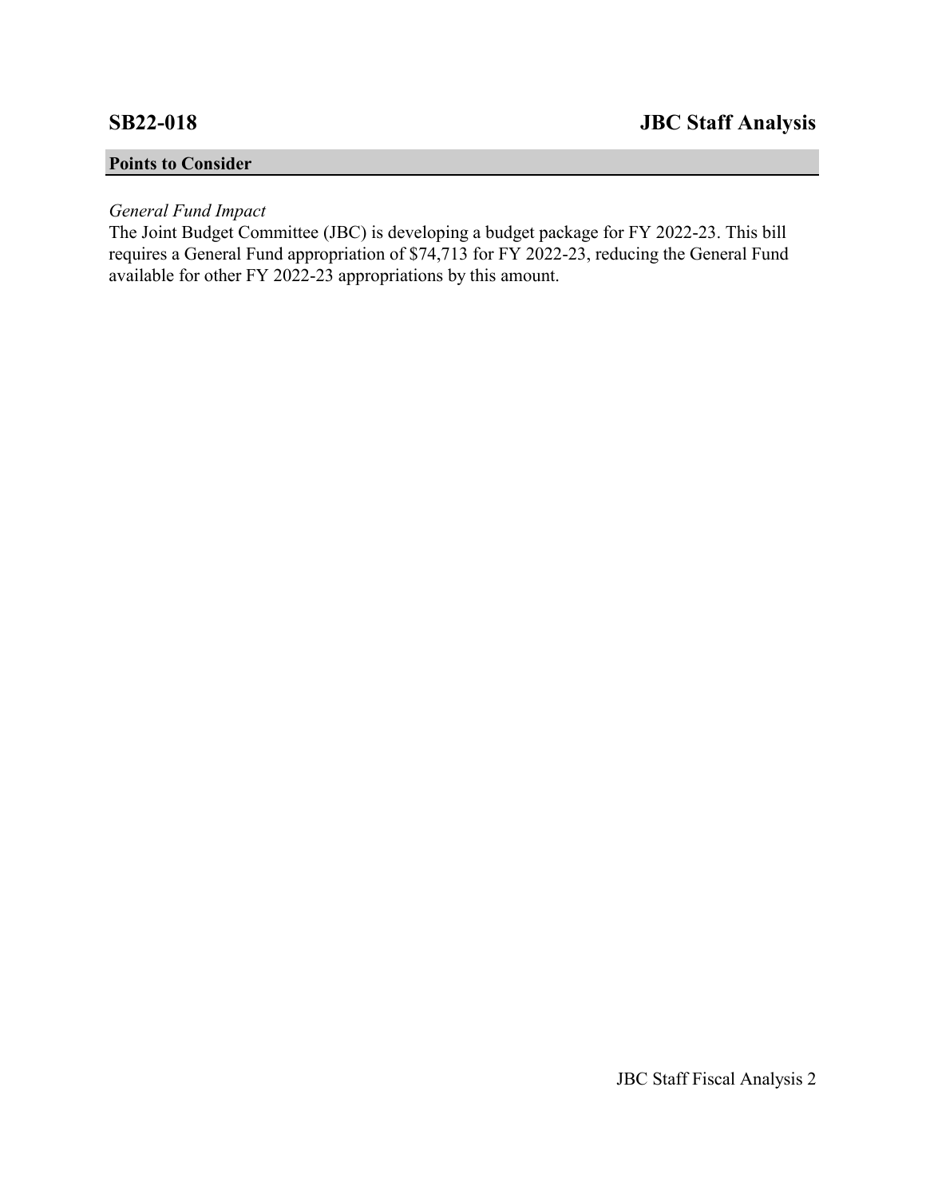## Points to Consider

*General Fund Impact*

The Joint Budget Committee (JBC) is developing a budget package for FY 2022-23. This bill requires a General Fund appropriation of $74,713 for FY 2022-23, reducing the General Fund available for other FY 2022-23 appropriations by this amount.